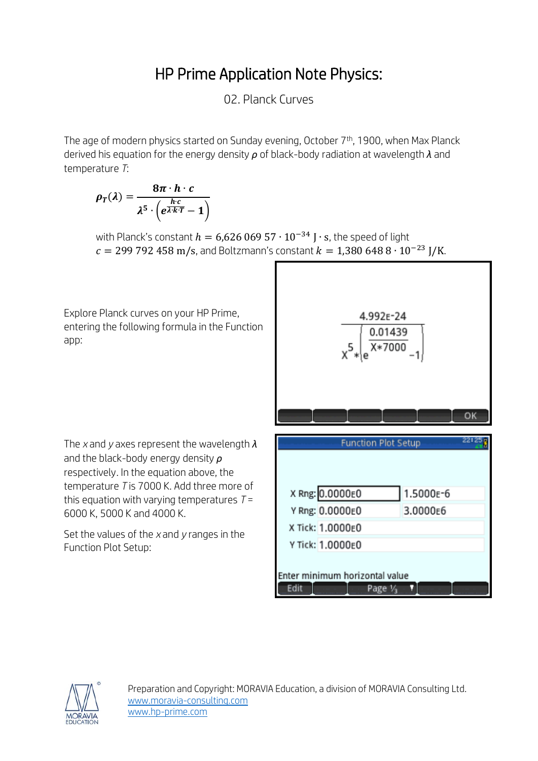# HP Prime Application Note Physics:

02. Planck Curves

The age of modern physics started on Sunday evening, October 7th, 1900, when Max Planck derived his equation for the energy density $\rho$ of black-body radiation at wavelength $\lambda$ and temperature $T$:

$$\rho_T(\lambda) = \frac{8\pi \cdot h \cdot c}{\lambda^5 \cdot \left(e^{\frac{h \cdot c}{\lambda \cdot k \cdot T}} - 1\right)}$$

with Planck's constant $h = 6{,}626\ 069\ 57 \cdot 10^{-34}\ \mathrm{J \cdot s}$, the speed of light $c = 299\ 792\ 458\ \mathrm{m/s}$, and Boltzmann's constant $k = 1{,}380\ 648\ 8 \cdot 10^{-23}\ \mathrm{J/K}$.

Explore Planck curves on your HP Prime, entering the following formula in the Function app:

$$\frac{4.992\mathrm{E}{-24}}{X^5 * \left(e^{\frac{0.01439}{X*7000}} - 1\right)}$$

The $x$ and $y$ axes represent the wavelength $\lambda$ and the black-body energy density $\rho$ respectively. In the equation above, the temperature $T$ is 7000 K. Add three more of this equation with varying temperatures $T$ = 6000 K, 5000 K and 4000 K.

Set the values of the $x$ and $y$ ranges in the Function Plot Setup:

Function Plot Setup

| | | |
|---|---|---|
| X Rng: | 0.0000E0 | 1.5000E-6 |
| Y Rng: | 0.0000E0 | 3.0000E6 |
| X Tick: | 1.0000E0 | |
| Y Tick: | 1.0000E0 | |

Enter minimum horizontal value

Preparation and Copyright: MORAVIA Education, a division of MORAVIA Consulting Ltd.
www.moravia-consulting.com
www.hp-prime.com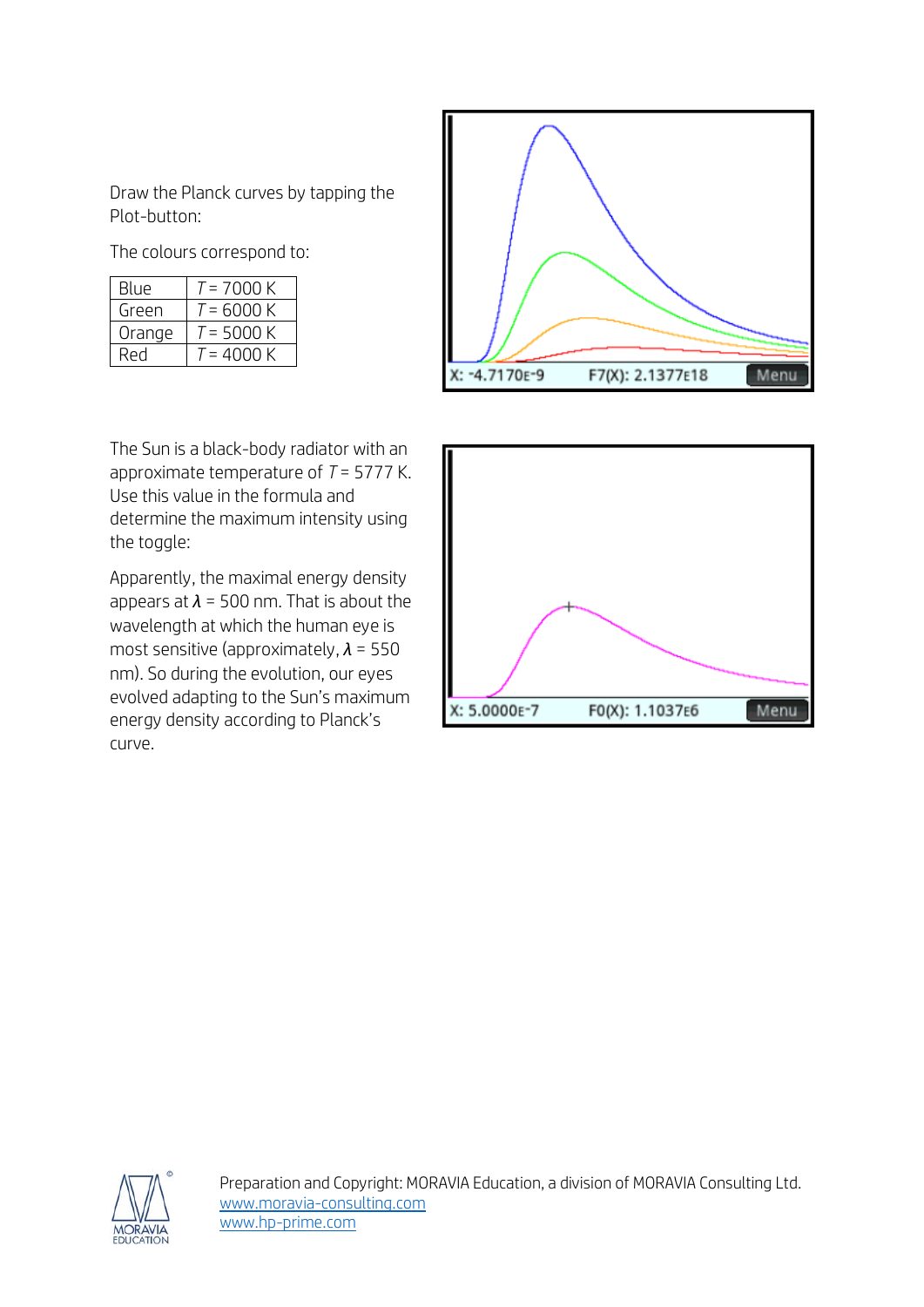Draw the Planck curves by tapping the Plot-button:

The colours correspond to:

| | |
|---|---|
| Blue | $T$ = 7000 K |
| Green | $T$ = 6000 K |
| Orange | $T$ = 5000 K |
| Red | $T$ = 4000 K |

X: -4.7170E-9 F7(X): 2.1377E18 Menu

The Sun is a black-body radiator with an approximate temperature of $T$ = 5777 K. Use this value in the formula and determine the maximum intensity using the toggle:

Apparently, the maximal energy density appears at $\lambda$ = 500 nm. That is about the wavelength at which the human eye is most sensitive (approximately, $\lambda$ = 550 nm). So during the evolution, our eyes evolved adapting to the Sun's maximum energy density according to Planck's curve.

X: 5.0000E-7 F0(X): 1.1037E6 Menu

Preparation and Copyright: MORAVIA Education, a division of MORAVIA Consulting Ltd.
www.moravia-consulting.com
www.hp-prime.com